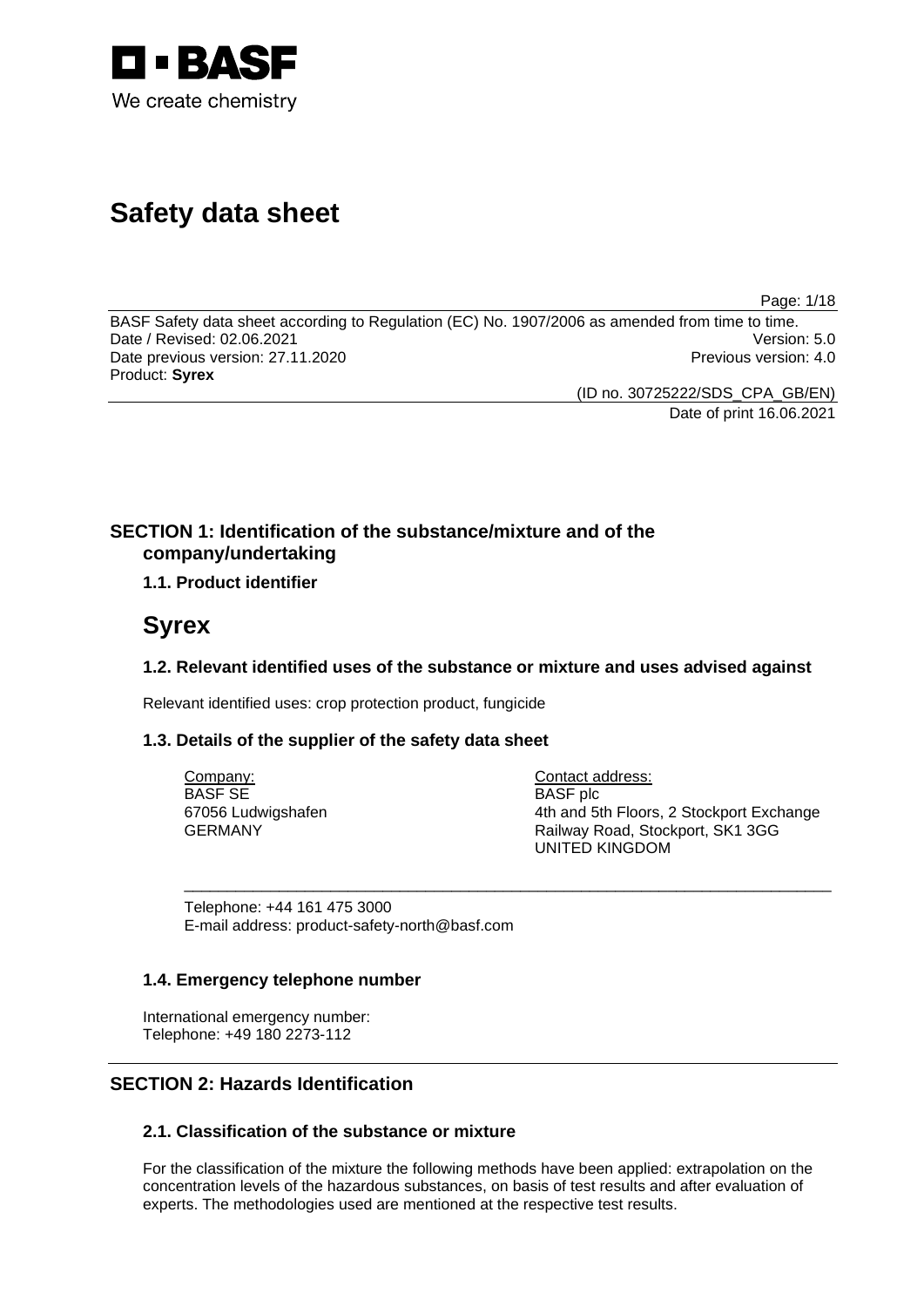BASF

We create chemistry

# Safety data sheet

BASF Safety data sheet according to Regulation (EC) No. 1907/2006 as amended from time to time.
Date / Revised: 02.06.2021 Version: 5.0
Date previous version: 27.11.2020 Previous version: 4.0
Product: **Syrex**

(ID no. 30725222/SDS_CPA_GB/EN)
Date of print 16.06.2021

## SECTION 1: Identification of the substance/mixture and of the company/undertaking

### 1.1. Product identifier

# Syrex

### 1.2. Relevant identified uses of the substance or mixture and uses advised against

Relevant identified uses: crop protection product, fungicide

### 1.3. Details of the supplier of the safety data sheet

Company:
BASF SE
67056 Ludwigshafen
GERMANY

Contact address:
BASF plc
4th and 5th Floors, 2 Stockport Exchange
Railway Road, Stockport, SK1 3GG
UNITED KINGDOM

Telephone: +44 161 475 3000
E-mail address: product-safety-north@basf.com

### 1.4. Emergency telephone number

International emergency number:
Telephone: +49 180 2273-112

## SECTION 2: Hazards Identification

### 2.1. Classification of the substance or mixture

For the classification of the mixture the following methods have been applied: extrapolation on the concentration levels of the hazardous substances, on basis of test results and after evaluation of experts. The methodologies used are mentioned at the respective test results.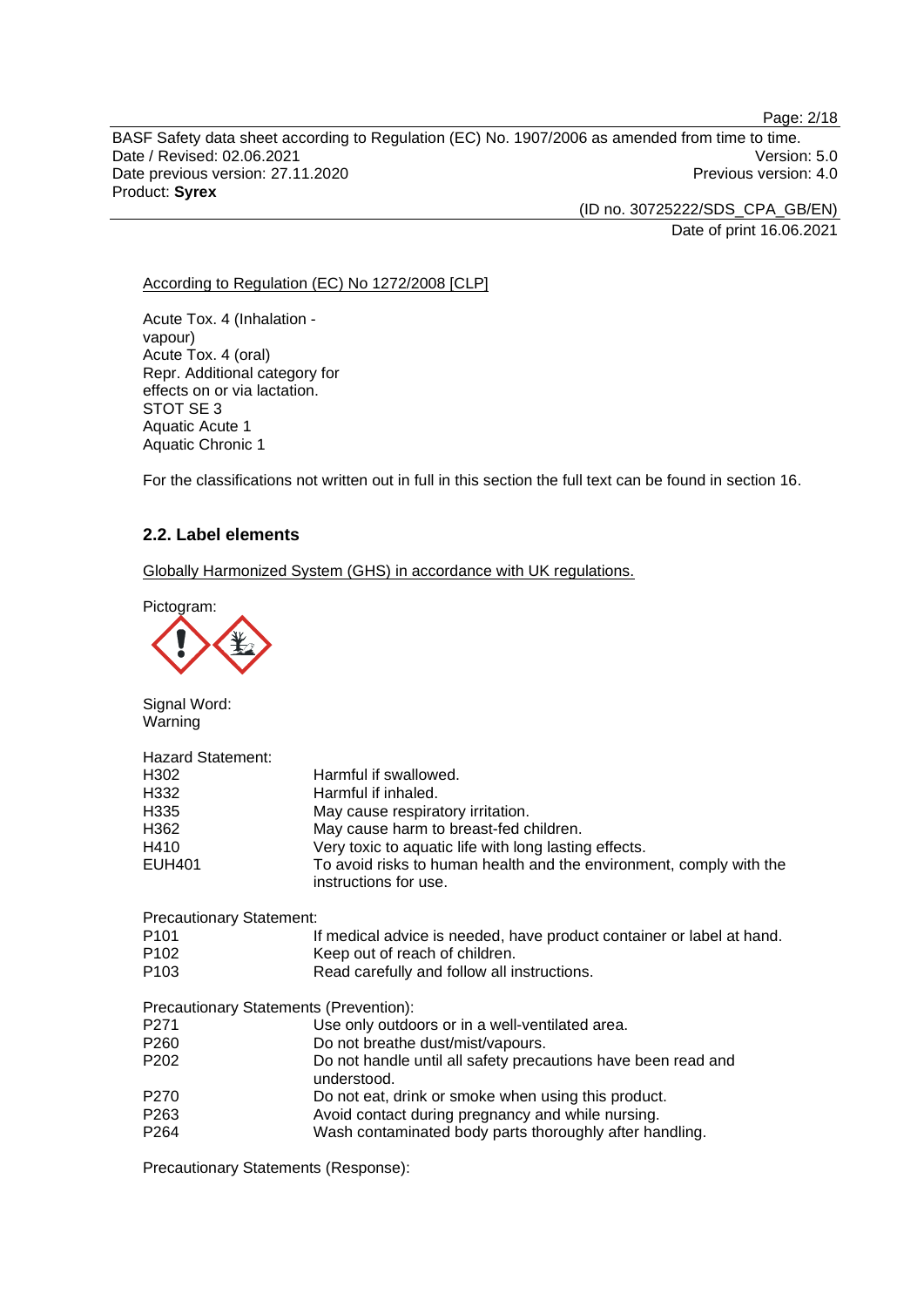According to Regulation (EC) No 1272/2008 [CLP]

Acute Tox. 4 (Inhalation - vapour)
Acute Tox. 4 (oral)
Repr. Additional category for effects on or via lactation.
STOT SE 3
Aquatic Acute 1
Aquatic Chronic 1

For the classifications not written out in full in this section the full text can be found in section 16.

## 2.2. Label elements

Globally Harmonized System (GHS) in accordance with UK regulations.

Pictogram:

Signal Word:
Warning

Hazard Statement:

| | |
|---|---|
| H302 | Harmful if swallowed. |
| H332 | Harmful if inhaled. |
| H335 | May cause respiratory irritation. |
| H362 | May cause harm to breast-fed children. |
| H410 | Very toxic to aquatic life with long lasting effects. |
| EUH401 | To avoid risks to human health and the environment, comply with the instructions for use. |

Precautionary Statement:

| | |
|---|---|
| P101 | If medical advice is needed, have product container or label at hand. |
| P102 | Keep out of reach of children. |
| P103 | Read carefully and follow all instructions. |

Precautionary Statements (Prevention):

| | |
|---|---|
| P271 | Use only outdoors or in a well-ventilated area. |
| P260 | Do not breathe dust/mist/vapours. |
| P202 | Do not handle until all safety precautions have been read and understood. |
| P270 | Do not eat, drink or smoke when using this product. |
| P263 | Avoid contact during pregnancy and while nursing. |
| P264 | Wash contaminated body parts thoroughly after handling. |

Precautionary Statements (Response):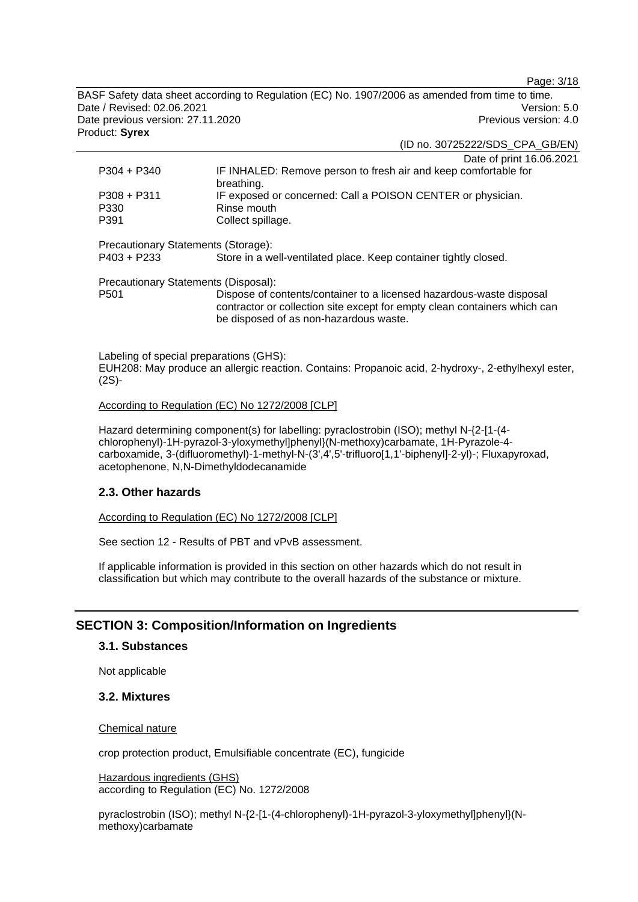| | |
|---|---|
| P304 + P340 | IF INHALED: Remove person to fresh air and keep comfortable for breathing. |
| P308 + P311 | IF exposed or concerned: Call a POISON CENTER or physician. |
| P330 | Rinse mouth |
| P391 | Collect spillage. |

Precautionary Statements (Storage):

| | |
|---|---|
| P403 + P233 | Store in a well-ventilated place. Keep container tightly closed. |

Precautionary Statements (Disposal):

| | |
|---|---|
| P501 | Dispose of contents/container to a licensed hazardous-waste disposal contractor or collection site except for empty clean containers which can be disposed of as non-hazardous waste. |

Labeling of special preparations (GHS):
EUH208: May produce an allergic reaction. Contains: Propanoic acid, 2-hydroxy-, 2-ethylhexyl ester, (2S)-

According to Regulation (EC) No 1272/2008 [CLP]

Hazard determining component(s) for labelling: pyraclostrobin (ISO); methyl N-{2-[1-(4-chlorophenyl)-1H-pyrazol-3-yloxymethyl]phenyl}(N-methoxy)carbamate, 1H-Pyrazole-4-carboxamide, 3-(difluoromethyl)-1-methyl-N-(3',4',5'-trifluoro[1,1'-biphenyl]-2-yl)-; Fluxapyroxad, acetophenone, N,N-Dimethyldodecanamide

### 2.3. Other hazards

According to Regulation (EC) No 1272/2008 [CLP]

See section 12 - Results of PBT and vPvB assessment.

If applicable information is provided in this section on other hazards which do not result in classification but which may contribute to the overall hazards of the substance or mixture.

## SECTION 3: Composition/Information on Ingredients

### 3.1. Substances

Not applicable

### 3.2. Mixtures

Chemical nature

crop protection product, Emulsifiable concentrate (EC), fungicide

Hazardous ingredients (GHS)
according to Regulation (EC) No. 1272/2008

pyraclostrobin (ISO); methyl N-{2-[1-(4-chlorophenyl)-1H-pyrazol-3-yloxymethyl]phenyl}(N-methoxy)carbamate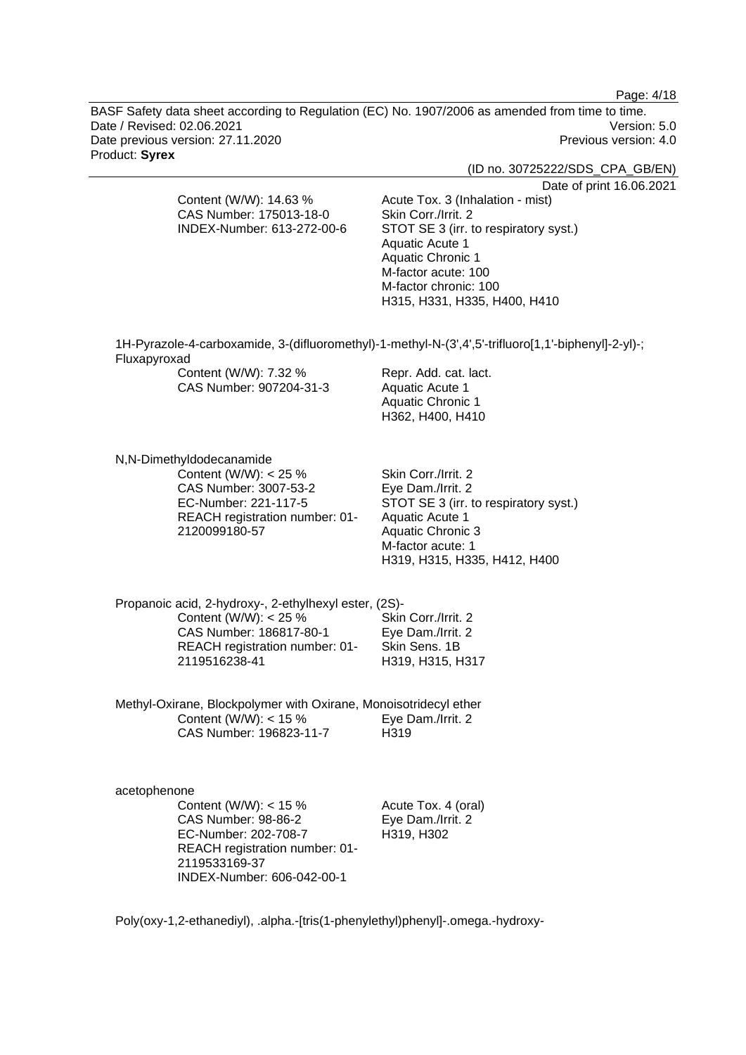Content (W/W): 14.63 %
CAS Number: 175013-18-0
INDEX-Number: 613-272-00-6

Acute Tox. 3 (Inhalation - mist)
Skin Corr./Irrit. 2
STOT SE 3 (irr. to respiratory syst.)
Aquatic Acute 1
Aquatic Chronic 1
M-factor acute: 100
M-factor chronic: 100
H315, H331, H335, H400, H410

1H-Pyrazole-4-carboxamide, 3-(difluoromethyl)-1-methyl-N-(3',4',5'-trifluoro[1,1'-biphenyl]-2-yl)-; Fluxapyroxad

Content (W/W): 7.32 %
CAS Number: 907204-31-3

Repr. Add. cat. lact.
Aquatic Acute 1
Aquatic Chronic 1
H362, H400, H410

N,N-Dimethyldodecanamide

Content (W/W): < 25 %
CAS Number: 3007-53-2
EC-Number: 221-117-5
REACH registration number: 01-2120099180-57

Skin Corr./Irrit. 2
Eye Dam./Irrit. 2
STOT SE 3 (irr. to respiratory syst.)
Aquatic Acute 1
Aquatic Chronic 3
M-factor acute: 1
H319, H315, H335, H412, H400

Propanoic acid, 2-hydroxy-, 2-ethylhexyl ester, (2S)-

Content (W/W): < 25 %
CAS Number: 186817-80-1
REACH registration number: 01-2119516238-41

Skin Corr./Irrit. 2
Eye Dam./Irrit. 2
Skin Sens. 1B
H319, H315, H317

Methyl-Oxirane, Blockpolymer with Oxirane, Monoisotridecyl ether

Content (W/W): < 15 %
CAS Number: 196823-11-7

Eye Dam./Irrit. 2
H319

acetophenone

Content (W/W): < 15 %
CAS Number: 98-86-2
EC-Number: 202-708-7
REACH registration number: 01-2119533169-37
INDEX-Number: 606-042-00-1

Acute Tox. 4 (oral)
Eye Dam./Irrit. 2
H319, H302

Poly(oxy-1,2-ethanediyl), .alpha.-[tris(1-phenylethyl)phenyl]-.omega.-hydroxy-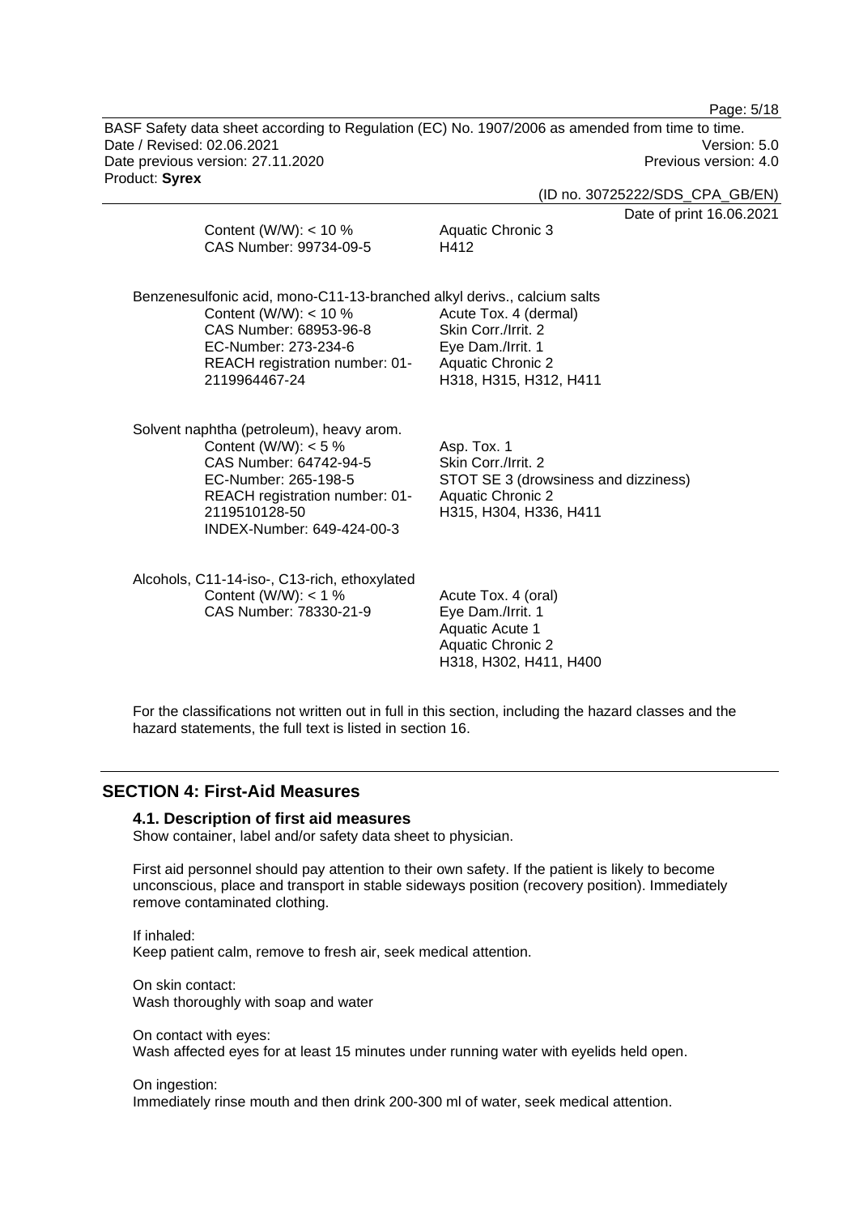Content (W/W): < 10 %
CAS Number: 99734-09-5

Aquatic Chronic 3
H412

Benzenesulfonic acid, mono-C11-13-branched alkyl derivs., calcium salts

Content (W/W): < 10 %
CAS Number: 68953-96-8
EC-Number: 273-234-6
REACH registration number: 01-2119964467-24

Acute Tox. 4 (dermal)
Skin Corr./Irrit. 2
Eye Dam./Irrit. 1
Aquatic Chronic 2
H318, H315, H312, H411

Solvent naphtha (petroleum), heavy arom.

Content (W/W): < 5 %
CAS Number: 64742-94-5
EC-Number: 265-198-5
REACH registration number: 01-2119510128-50
INDEX-Number: 649-424-00-3

Asp. Tox. 1
Skin Corr./Irrit. 2
STOT SE 3 (drowsiness and dizziness)
Aquatic Chronic 2
H315, H304, H336, H411

Alcohols, C11-14-iso-, C13-rich, ethoxylated

Content (W/W): < 1 %
CAS Number: 78330-21-9

Acute Tox. 4 (oral)
Eye Dam./Irrit. 1
Aquatic Acute 1
Aquatic Chronic 2
H318, H302, H411, H400

For the classifications not written out in full in this section, including the hazard classes and the hazard statements, the full text is listed in section 16.

## SECTION 4: First-Aid Measures

### 4.1. Description of first aid measures

Show container, label and/or safety data sheet to physician.

First aid personnel should pay attention to their own safety. If the patient is likely to become unconscious, place and transport in stable sideways position (recovery position). Immediately remove contaminated clothing.

If inhaled:
Keep patient calm, remove to fresh air, seek medical attention.

On skin contact:
Wash thoroughly with soap and water

On contact with eyes:
Wash affected eyes for at least 15 minutes under running water with eyelids held open.

On ingestion:
Immediately rinse mouth and then drink 200-300 ml of water, seek medical attention.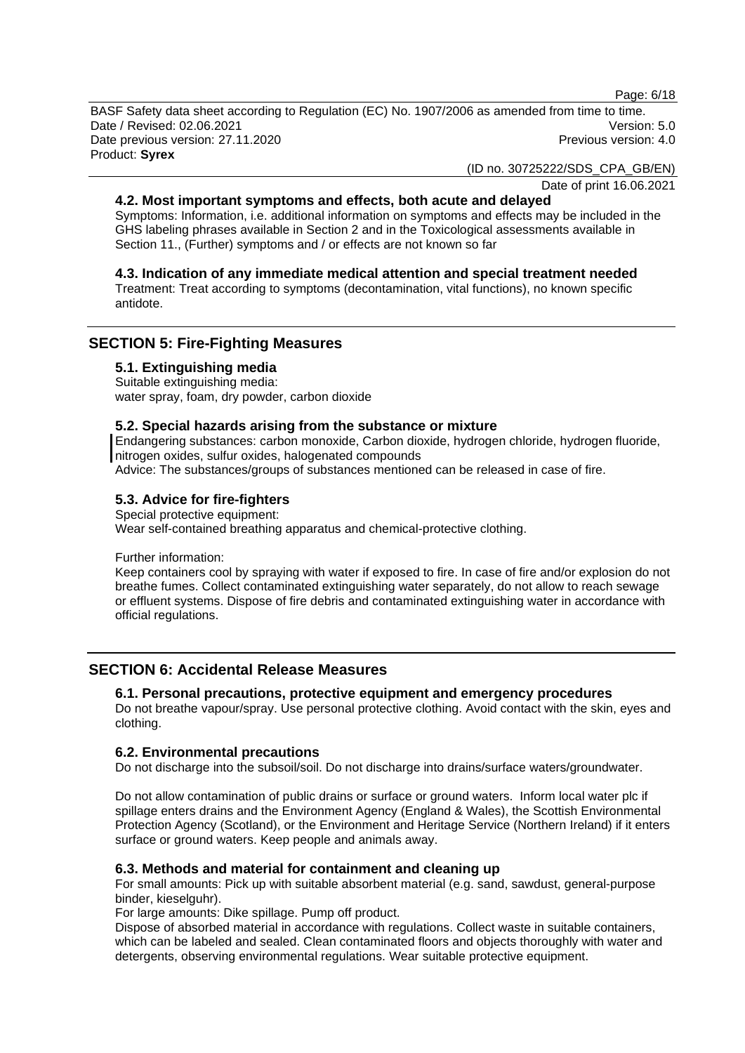### 4.2. Most important symptoms and effects, both acute and delayed

Symptoms: Information, i.e. additional information on symptoms and effects may be included in the GHS labeling phrases available in Section 2 and in the Toxicological assessments available in Section 11., (Further) symptoms and / or effects are not known so far

### 4.3. Indication of any immediate medical attention and special treatment needed

Treatment: Treat according to symptoms (decontamination, vital functions), no known specific antidote.

## SECTION 5: Fire-Fighting Measures

### 5.1. Extinguishing media

Suitable extinguishing media:
water spray, foam, dry powder, carbon dioxide

### 5.2. Special hazards arising from the substance or mixture

Endangering substances: carbon monoxide, Carbon dioxide, hydrogen chloride, hydrogen fluoride, nitrogen oxides, sulfur oxides, halogenated compounds
Advice: The substances/groups of substances mentioned can be released in case of fire.

### 5.3. Advice for fire-fighters

Special protective equipment:
Wear self-contained breathing apparatus and chemical-protective clothing.

Further information:
Keep containers cool by spraying with water if exposed to fire. In case of fire and/or explosion do not breathe fumes. Collect contaminated extinguishing water separately, do not allow to reach sewage or effluent systems. Dispose of fire debris and contaminated extinguishing water in accordance with official regulations.

## SECTION 6: Accidental Release Measures

### 6.1. Personal precautions, protective equipment and emergency procedures

Do not breathe vapour/spray. Use personal protective clothing. Avoid contact with the skin, eyes and clothing.

### 6.2. Environmental precautions

Do not discharge into the subsoil/soil. Do not discharge into drains/surface waters/groundwater.

Do not allow contamination of public drains or surface or ground waters. Inform local water plc if spillage enters drains and the Environment Agency (England & Wales), the Scottish Environmental Protection Agency (Scotland), or the Environment and Heritage Service (Northern Ireland) if it enters surface or ground waters. Keep people and animals away.

### 6.3. Methods and material for containment and cleaning up

For small amounts: Pick up with suitable absorbent material (e.g. sand, sawdust, general-purpose binder, kieselguhr).
For large amounts: Dike spillage. Pump off product.
Dispose of absorbed material in accordance with regulations. Collect waste in suitable containers, which can be labeled and sealed. Clean contaminated floors and objects thoroughly with water and detergents, observing environmental regulations. Wear suitable protective equipment.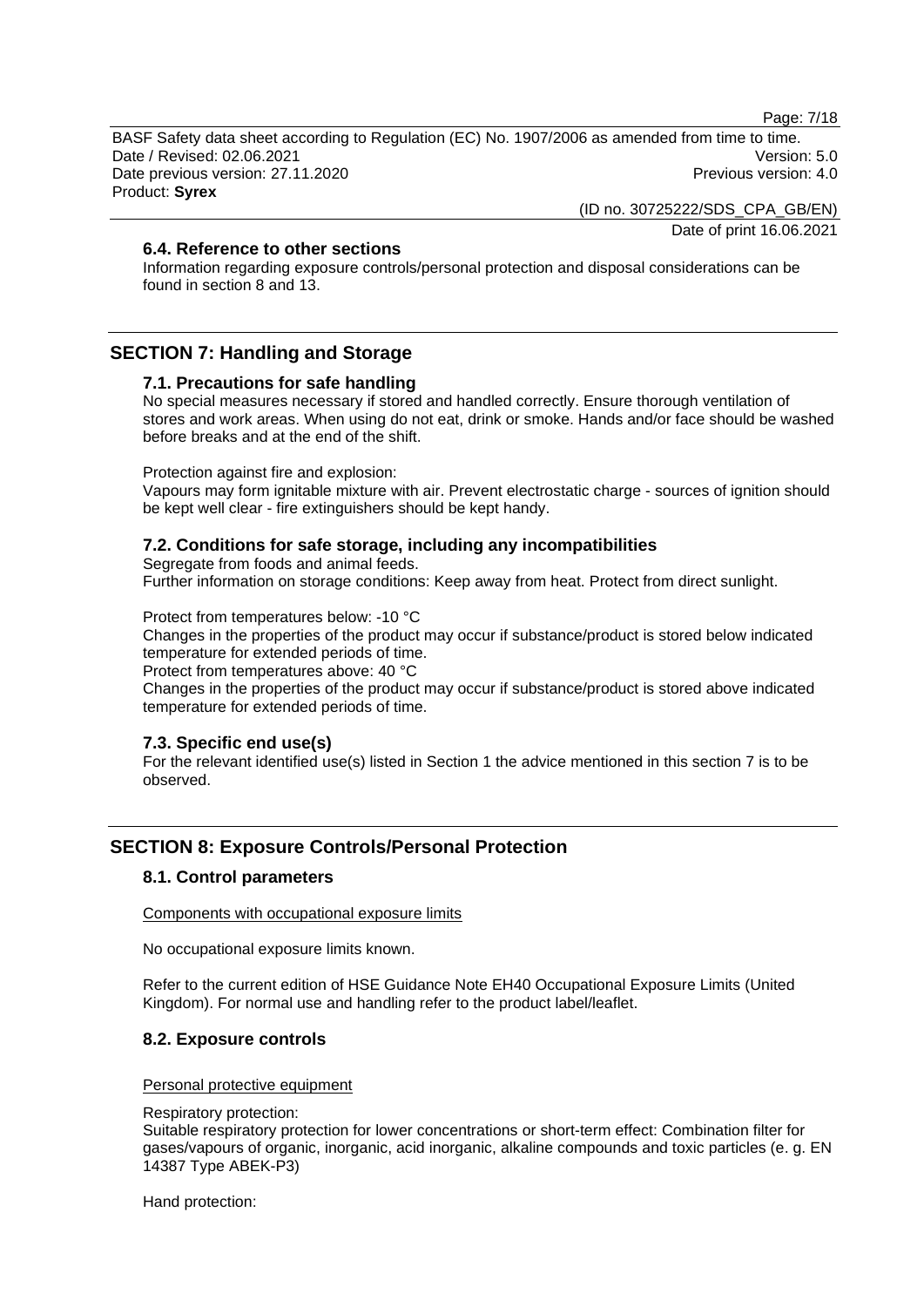### 6.4. Reference to other sections

Information regarding exposure controls/personal protection and disposal considerations can be found in section 8 and 13.

## SECTION 7: Handling and Storage

### 7.1. Precautions for safe handling

No special measures necessary if stored and handled correctly. Ensure thorough ventilation of stores and work areas. When using do not eat, drink or smoke. Hands and/or face should be washed before breaks and at the end of the shift.

Protection against fire and explosion:
Vapours may form ignitable mixture with air. Prevent electrostatic charge - sources of ignition should be kept well clear - fire extinguishers should be kept handy.

### 7.2. Conditions for safe storage, including any incompatibilities

Segregate from foods and animal feeds.
Further information on storage conditions: Keep away from heat. Protect from direct sunlight.

Protect from temperatures below: -10 °C
Changes in the properties of the product may occur if substance/product is stored below indicated temperature for extended periods of time.
Protect from temperatures above: 40 °C
Changes in the properties of the product may occur if substance/product is stored above indicated temperature for extended periods of time.

### 7.3. Specific end use(s)

For the relevant identified use(s) listed in Section 1 the advice mentioned in this section 7 is to be observed.

## SECTION 8: Exposure Controls/Personal Protection

### 8.1. Control parameters

Components with occupational exposure limits

No occupational exposure limits known.

Refer to the current edition of HSE Guidance Note EH40 Occupational Exposure Limits (United Kingdom). For normal use and handling refer to the product label/leaflet.

### 8.2. Exposure controls

Personal protective equipment

Respiratory protection:
Suitable respiratory protection for lower concentrations or short-term effect: Combination filter for gases/vapours of organic, inorganic, acid inorganic, alkaline compounds and toxic particles (e. g. EN 14387 Type ABEK-P3)

Hand protection: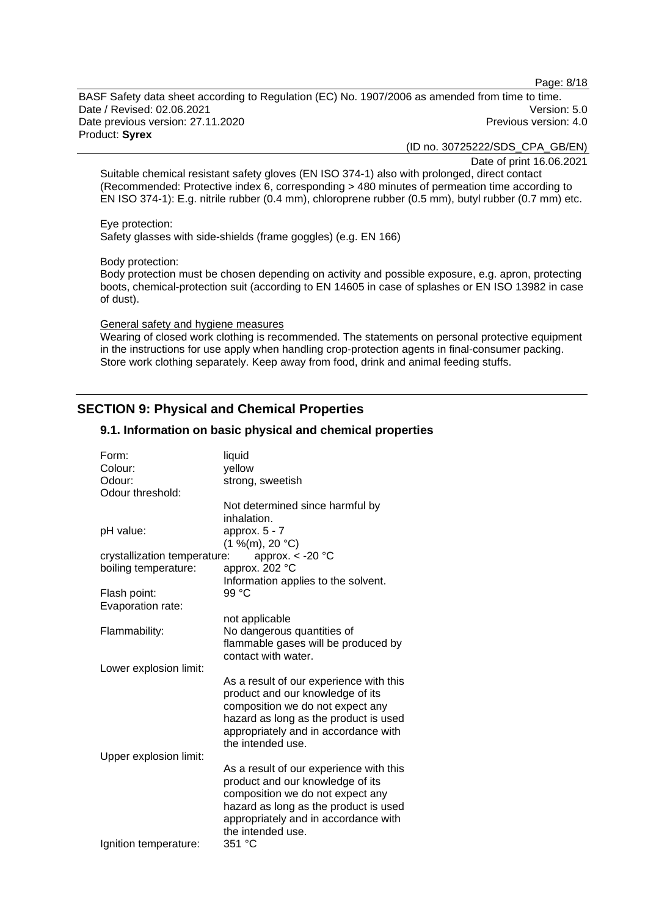Suitable chemical resistant safety gloves (EN ISO 374-1) also with prolonged, direct contact (Recommended: Protective index 6, corresponding > 480 minutes of permeation time according to EN ISO 374-1): E.g. nitrile rubber (0.4 mm), chloroprene rubber (0.5 mm), butyl rubber (0.7 mm) etc.

Eye protection:
Safety glasses with side-shields (frame goggles) (e.g. EN 166)

Body protection:
Body protection must be chosen depending on activity and possible exposure, e.g. apron, protecting boots, chemical-protection suit (according to EN 14605 in case of splashes or EN ISO 13982 in case of dust).

General safety and hygiene measures

Wearing of closed work clothing is recommended. The statements on personal protective equipment in the instructions for use apply when handling crop-protection agents in final-consumer packing. Store work clothing separately. Keep away from food, drink and animal feeding stuffs.

## SECTION 9: Physical and Chemical Properties

### 9.1. Information on basic physical and chemical properties

| | |
|---|---|
| Form: | liquid |
| Colour: | yellow |
| Odour: | strong, sweetish |
| Odour threshold: | Not determined since harmful by inhalation. |
| pH value: | approx. 5 - 7 (1 %(m), 20 °C) |
| crystallization temperature: | approx. < -20 °C |
| boiling temperature: | approx. 202 °C Information applies to the solvent. |
| Flash point: | 99 °C |
| Evaporation rate: | not applicable |
| Flammability: | No dangerous quantities of flammable gases will be produced by contact with water. |
| Lower explosion limit: | As a result of our experience with this product and our knowledge of its composition we do not expect any hazard as long as the product is used appropriately and in accordance with the intended use. |
| Upper explosion limit: | As a result of our experience with this product and our knowledge of its composition we do not expect any hazard as long as the product is used appropriately and in accordance with the intended use. |
| Ignition temperature: | 351 °C |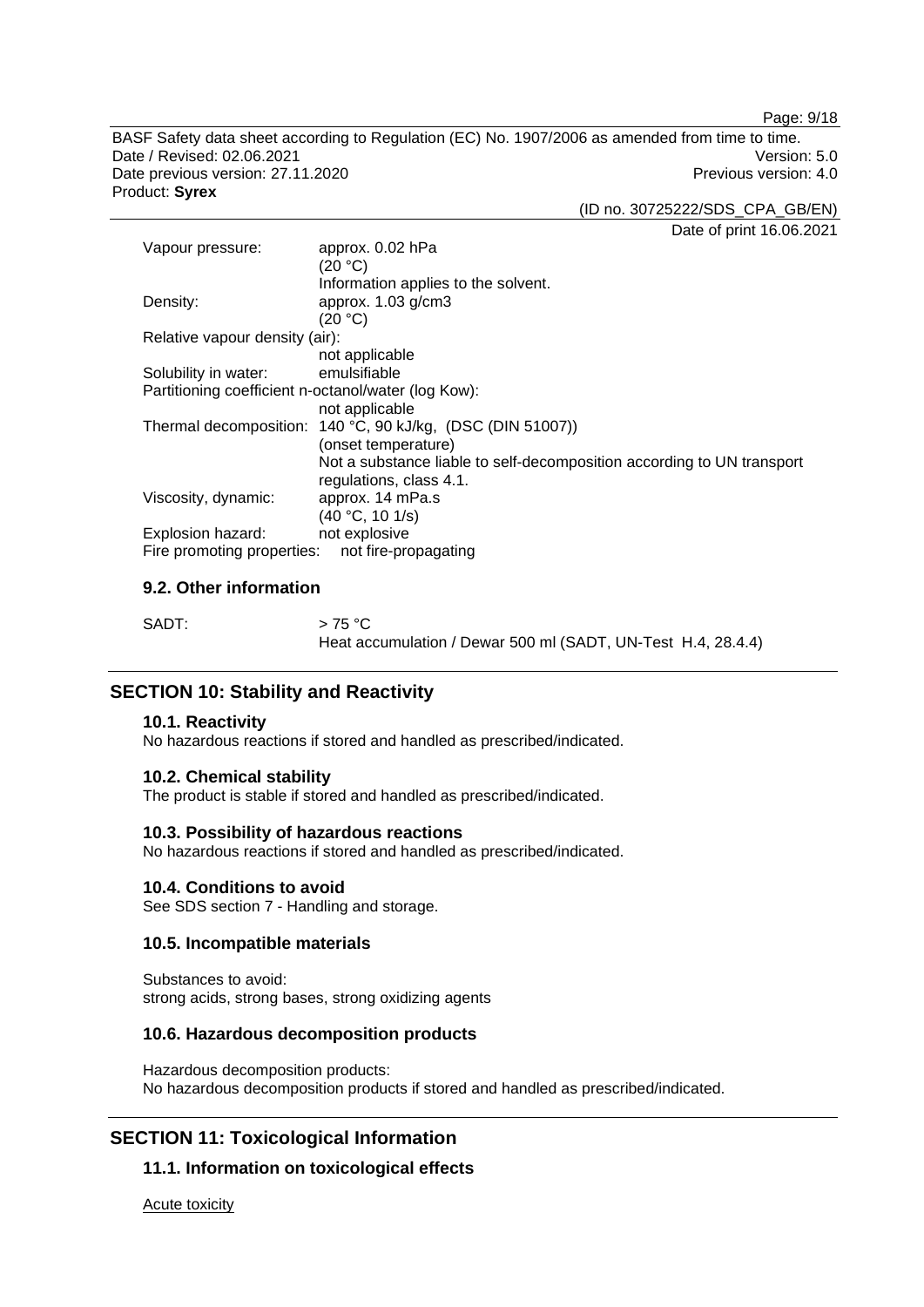| | |
|---|---|
| Vapour pressure: | approx. 0.02 hPa<br>(20 °C)<br>Information applies to the solvent. |
| Density: | approx. 1.03 g/cm3<br>(20 °C) |
| Relative vapour density (air): | not applicable |
| Solubility in water: | emulsifiable |
| Partitioning coefficient n-octanol/water (log Kow): | not applicable |
| Thermal decomposition: | 140 °C, 90 kJ/kg, (DSC (DIN 51007))<br>(onset temperature)<br>Not a substance liable to self-decomposition according to UN transport regulations, class 4.1. |
| Viscosity, dynamic: | approx. 14 mPa.s<br>(40 °C, 10 1/s) |
| Explosion hazard: | not explosive |
| Fire promoting properties: | not fire-propagating |

### 9.2. Other information

| | |
|---|---|
| SADT: | > 75 °C<br>Heat accumulation / Dewar 500 ml (SADT, UN-Test H.4, 28.4.4) |

## SECTION 10: Stability and Reactivity

### 10.1. Reactivity

No hazardous reactions if stored and handled as prescribed/indicated.

### 10.2. Chemical stability

The product is stable if stored and handled as prescribed/indicated.

### 10.3. Possibility of hazardous reactions

No hazardous reactions if stored and handled as prescribed/indicated.

### 10.4. Conditions to avoid

See SDS section 7 - Handling and storage.

### 10.5. Incompatible materials

Substances to avoid:
strong acids, strong bases, strong oxidizing agents

### 10.6. Hazardous decomposition products

Hazardous decomposition products:
No hazardous decomposition products if stored and handled as prescribed/indicated.

## SECTION 11: Toxicological Information

### 11.1. Information on toxicological effects

Acute toxicity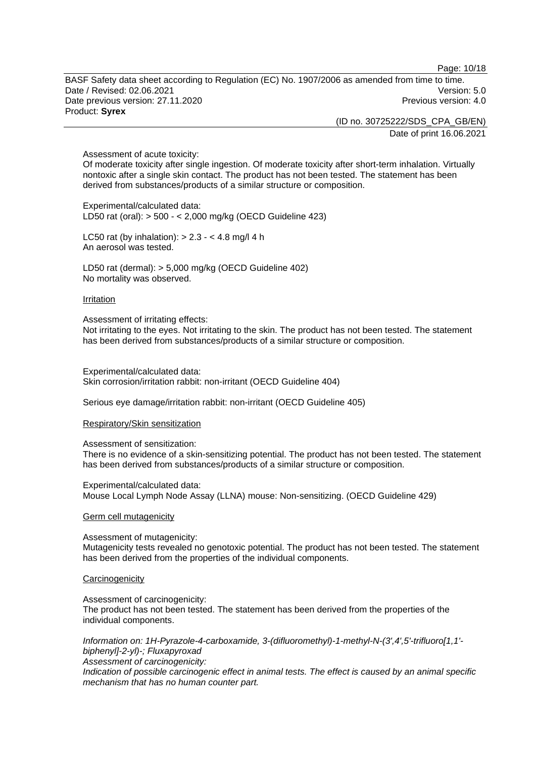Assessment of acute toxicity:
Of moderate toxicity after single ingestion. Of moderate toxicity after short-term inhalation. Virtually nontoxic after a single skin contact. The product has not been tested. The statement has been derived from substances/products of a similar structure or composition.

Experimental/calculated data:
LD50 rat (oral): > 500 - < 2,000 mg/kg (OECD Guideline 423)

LC50 rat (by inhalation): > 2.3 - < 4.8 mg/l 4 h
An aerosol was tested.

LD50 rat (dermal): > 5,000 mg/kg (OECD Guideline 402)
No mortality was observed.

<u>Irritation</u>

Assessment of irritating effects:
Not irritating to the eyes. Not irritating to the skin. The product has not been tested. The statement has been derived from substances/products of a similar structure or composition.

Experimental/calculated data:
Skin corrosion/irritation rabbit: non-irritant (OECD Guideline 404)

Serious eye damage/irritation rabbit: non-irritant (OECD Guideline 405)

<u>Respiratory/Skin sensitization</u>

Assessment of sensitization:
There is no evidence of a skin-sensitizing potential. The product has not been tested. The statement has been derived from substances/products of a similar structure or composition.

Experimental/calculated data:
Mouse Local Lymph Node Assay (LLNA) mouse: Non-sensitizing. (OECD Guideline 429)

<u>Germ cell mutagenicity</u>

Assessment of mutagenicity:
Mutagenicity tests revealed no genotoxic potential. The product has not been tested. The statement has been derived from the properties of the individual components.

<u>Carcinogenicity</u>

Assessment of carcinogenicity:
The product has not been tested. The statement has been derived from the properties of the individual components.

*Information on: 1H-Pyrazole-4-carboxamide, 3-(difluoromethyl)-1-methyl-N-(3',4',5'-trifluoro[1,1'-biphenyl]-2-yl)-; Fluxapyroxad*
*Assessment of carcinogenicity:*
*Indication of possible carcinogenic effect in animal tests. The effect is caused by an animal specific mechanism that has no human counter part.*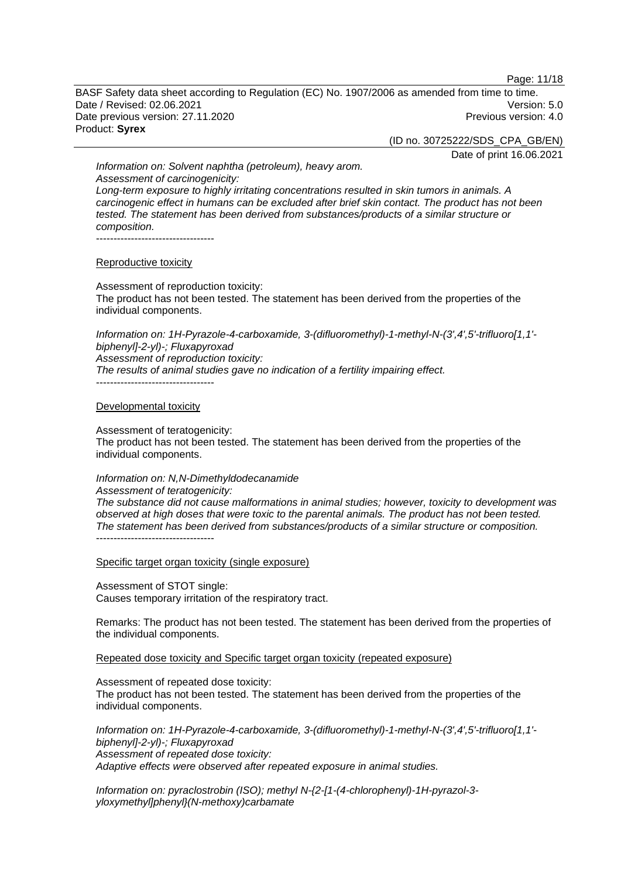*Information on: Solvent naphtha (petroleum), heavy arom.*
*Assessment of carcinogenicity:*
*Long-term exposure to highly irritating concentrations resulted in skin tumors in animals. A carcinogenic effect in humans can be excluded after brief skin contact. The product has not been tested. The statement has been derived from substances/products of a similar structure or composition.*
----------------------------------

Reproductive toxicity

Assessment of reproduction toxicity:
The product has not been tested. The statement has been derived from the properties of the individual components.

*Information on: 1H-Pyrazole-4-carboxamide, 3-(difluoromethyl)-1-methyl-N-(3',4',5'-trifluoro[1,1'-biphenyl]-2-yl)-; Fluxapyroxad*
*Assessment of reproduction toxicity:*
*The results of animal studies gave no indication of a fertility impairing effect.*
----------------------------------

Developmental toxicity

Assessment of teratogenicity:
The product has not been tested. The statement has been derived from the properties of the individual components.

*Information on: N,N-Dimethyldodecanamide*
*Assessment of teratogenicity:*
*The substance did not cause malformations in animal studies; however, toxicity to development was observed at high doses that were toxic to the parental animals. The product has not been tested. The statement has been derived from substances/products of a similar structure or composition.*
----------------------------------

Specific target organ toxicity (single exposure)

Assessment of STOT single:
Causes temporary irritation of the respiratory tract.

Remarks: The product has not been tested. The statement has been derived from the properties of the individual components.

Repeated dose toxicity and Specific target organ toxicity (repeated exposure)

Assessment of repeated dose toxicity:
The product has not been tested. The statement has been derived from the properties of the individual components.

*Information on: 1H-Pyrazole-4-carboxamide, 3-(difluoromethyl)-1-methyl-N-(3',4',5'-trifluoro[1,1'-biphenyl]-2-yl)-; Fluxapyroxad*
*Assessment of repeated dose toxicity:*
*Adaptive effects were observed after repeated exposure in animal studies.*

*Information on: pyraclostrobin (ISO); methyl N-{2-[1-(4-chlorophenyl)-1H-pyrazol-3-yloxymethyl]phenyl}(N-methoxy)carbamate*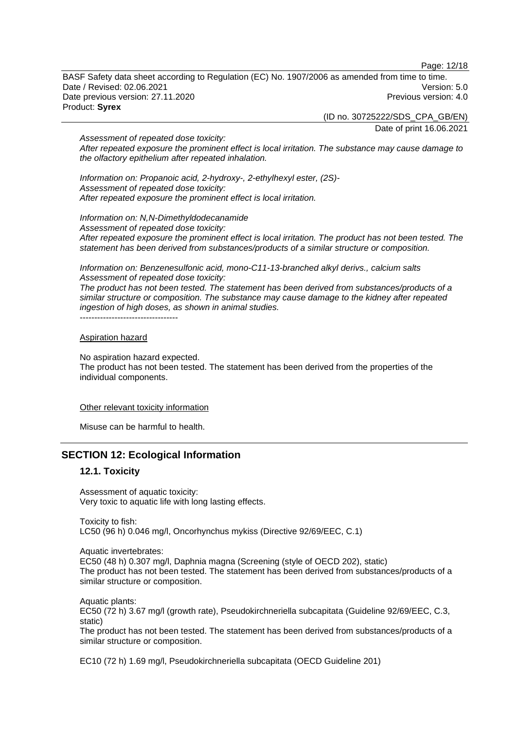*Assessment of repeated dose toxicity:*
*After repeated exposure the prominent effect is local irritation. The substance may cause damage to the olfactory epithelium after repeated inhalation.*

*Information on: Propanoic acid, 2-hydroxy-, 2-ethylhexyl ester, (2S)-*
*Assessment of repeated dose toxicity:*
*After repeated exposure the prominent effect is local irritation.*

*Information on: N,N-Dimethyldodecanamide*
*Assessment of repeated dose toxicity:*
*After repeated exposure the prominent effect is local irritation. The product has not been tested. The statement has been derived from substances/products of a similar structure or composition.*

*Information on: Benzenesulfonic acid, mono-C11-13-branched alkyl derivs., calcium salts*
*Assessment of repeated dose toxicity:*
*The product has not been tested. The statement has been derived from substances/products of a similar structure or composition. The substance may cause damage to the kidney after repeated ingestion of high doses, as shown in animal studies.*
----------------------------------

Aspiration hazard

No aspiration hazard expected.
The product has not been tested. The statement has been derived from the properties of the individual components.

Other relevant toxicity information

Misuse can be harmful to health.

## SECTION 12: Ecological Information

### 12.1. Toxicity

Assessment of aquatic toxicity:
Very toxic to aquatic life with long lasting effects.

Toxicity to fish:
LC50 (96 h) 0.046 mg/l, Oncorhynchus mykiss (Directive 92/69/EEC, C.1)

Aquatic invertebrates:
EC50 (48 h) 0.307 mg/l, Daphnia magna (Screening (style of OECD 202), static)
The product has not been tested. The statement has been derived from substances/products of a similar structure or composition.

Aquatic plants:
EC50 (72 h) 3.67 mg/l (growth rate), Pseudokirchneriella subcapitata (Guideline 92/69/EEC, C.3, static)
The product has not been tested. The statement has been derived from substances/products of a similar structure or composition.

EC10 (72 h) 1.69 mg/l, Pseudokirchneriella subcapitata (OECD Guideline 201)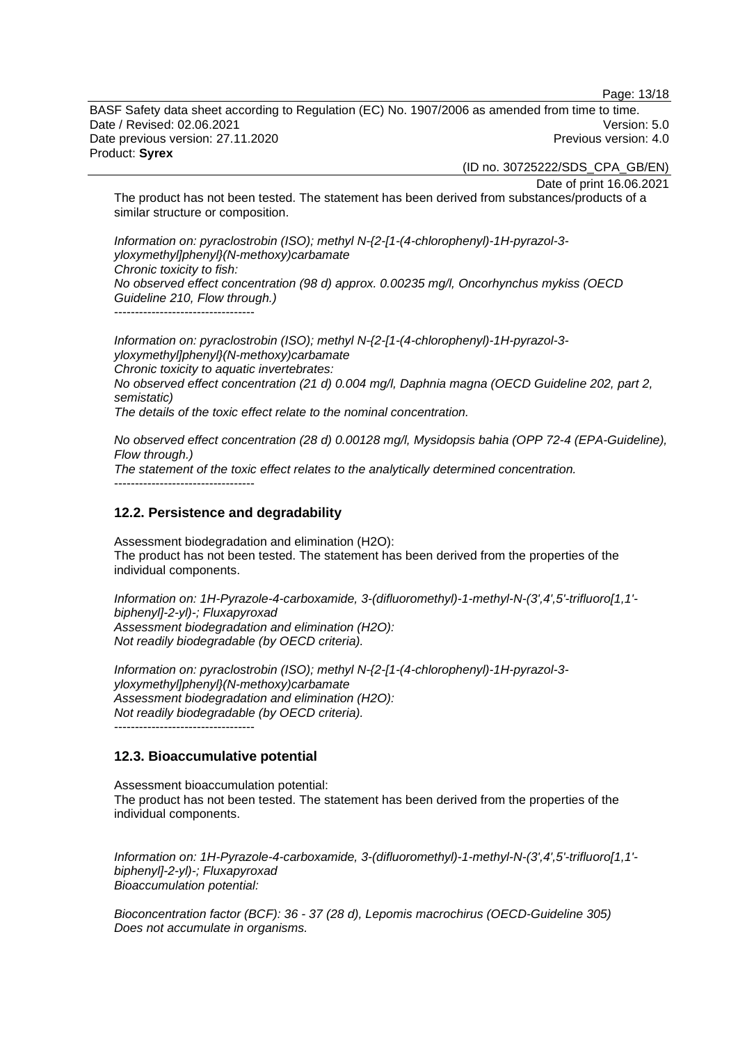The product has not been tested. The statement has been derived from substances/products of a similar structure or composition.

*Information on: pyraclostrobin (ISO); methyl N-{2-[1-(4-chlorophenyl)-1H-pyrazol-3-yloxymethyl]phenyl}(N-methoxy)carbamate*
*Chronic toxicity to fish:*
*No observed effect concentration (98 d) approx. 0.00235 mg/l, Oncorhynchus mykiss (OECD Guideline 210, Flow through.)*
----------------------------------

*Information on: pyraclostrobin (ISO); methyl N-{2-[1-(4-chlorophenyl)-1H-pyrazol-3-yloxymethyl]phenyl}(N-methoxy)carbamate*
*Chronic toxicity to aquatic invertebrates:*
*No observed effect concentration (21 d) 0.004 mg/l, Daphnia magna (OECD Guideline 202, part 2, semistatic)*
*The details of the toxic effect relate to the nominal concentration.*

*No observed effect concentration (28 d) 0.00128 mg/l, Mysidopsis bahia (OPP 72-4 (EPA-Guideline), Flow through.)*
*The statement of the toxic effect relates to the analytically determined concentration.*
----------------------------------

## 12.2. Persistence and degradability

Assessment biodegradation and elimination (H2O):
The product has not been tested. The statement has been derived from the properties of the individual components.

*Information on: 1H-Pyrazole-4-carboxamide, 3-(difluoromethyl)-1-methyl-N-(3',4',5'-trifluoro[1,1'-biphenyl]-2-yl)-; Fluxapyroxad*
*Assessment biodegradation and elimination (H2O):*
*Not readily biodegradable (by OECD criteria).*

*Information on: pyraclostrobin (ISO); methyl N-{2-[1-(4-chlorophenyl)-1H-pyrazol-3-yloxymethyl]phenyl}(N-methoxy)carbamate*
*Assessment biodegradation and elimination (H2O):*
*Not readily biodegradable (by OECD criteria).*
----------------------------------

## 12.3. Bioaccumulative potential

Assessment bioaccumulation potential:
The product has not been tested. The statement has been derived from the properties of the individual components.

*Information on: 1H-Pyrazole-4-carboxamide, 3-(difluoromethyl)-1-methyl-N-(3',4',5'-trifluoro[1,1'-biphenyl]-2-yl)-; Fluxapyroxad*
*Bioaccumulation potential:*

*Bioconcentration factor (BCF): 36 - 37 (28 d), Lepomis macrochirus (OECD-Guideline 305)*
*Does not accumulate in organisms.*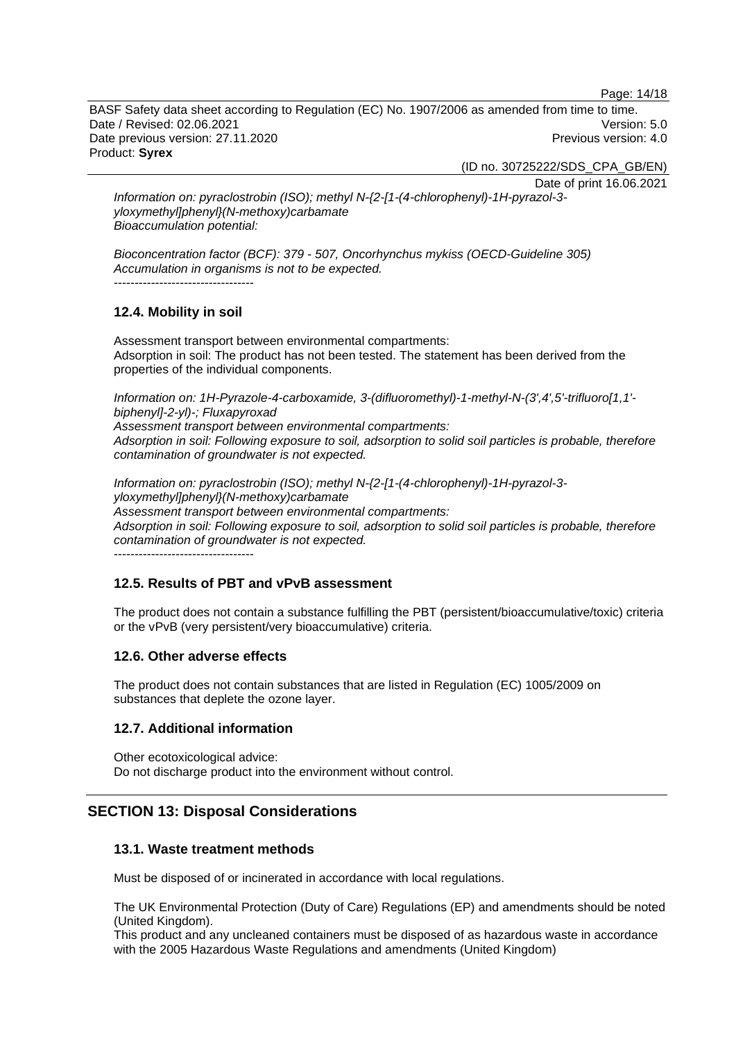*Information on: pyraclostrobin (ISO); methyl N-{2-[1-(4-chlorophenyl)-1H-pyrazol-3-yloxymethyl]phenyl}(N-methoxy)carbamate*
*Bioaccumulation potential:*

*Bioconcentration factor (BCF): 379 - 507, Oncorhynchus mykiss (OECD-Guideline 305)*
*Accumulation in organisms is not to be expected.*
----------------------------------

### 12.4. Mobility in soil

Assessment transport between environmental compartments:
Adsorption in soil: The product has not been tested. The statement has been derived from the properties of the individual components.

*Information on: 1H-Pyrazole-4-carboxamide, 3-(difluoromethyl)-1-methyl-N-(3',4',5'-trifluoro[1,1'-biphenyl]-2-yl)-; Fluxapyroxad*
*Assessment transport between environmental compartments:*
*Adsorption in soil: Following exposure to soil, adsorption to solid soil particles is probable, therefore contamination of groundwater is not expected.*

*Information on: pyraclostrobin (ISO); methyl N-{2-[1-(4-chlorophenyl)-1H-pyrazol-3-yloxymethyl]phenyl}(N-methoxy)carbamate*
*Assessment transport between environmental compartments:*
*Adsorption in soil: Following exposure to soil, adsorption to solid soil particles is probable, therefore contamination of groundwater is not expected.*
----------------------------------

### 12.5. Results of PBT and vPvB assessment

The product does not contain a substance fulfilling the PBT (persistent/bioaccumulative/toxic) criteria or the vPvB (very persistent/very bioaccumulative) criteria.

### 12.6. Other adverse effects

The product does not contain substances that are listed in Regulation (EC) 1005/2009 on substances that deplete the ozone layer.

### 12.7. Additional information

Other ecotoxicological advice:
Do not discharge product into the environment without control.

## SECTION 13: Disposal Considerations

### 13.1. Waste treatment methods

Must be disposed of or incinerated in accordance with local regulations.

The UK Environmental Protection (Duty of Care) Regulations (EP) and amendments should be noted (United Kingdom).
This product and any uncleaned containers must be disposed of as hazardous waste in accordance with the 2005 Hazardous Waste Regulations and amendments (United Kingdom)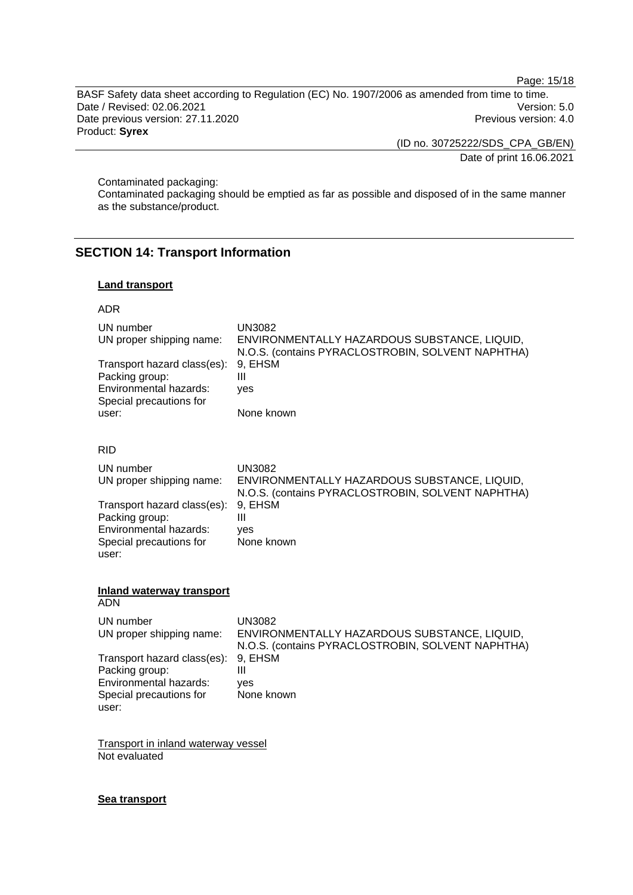Contaminated packaging:
Contaminated packaging should be emptied as far as possible and disposed of in the same manner as the substance/product.

## SECTION 14: Transport Information

**Land transport**

ADR

| | |
|---|---|
| UN number | UN3082 |
| UN proper shipping name: | ENVIRONMENTALLY HAZARDOUS SUBSTANCE, LIQUID, N.O.S. (contains PYRACLOSTROBIN, SOLVENT NAPHTHA) |
| Transport hazard class(es): | 9, EHSM |
| Packing group: | III |
| Environmental hazards: | yes |
| Special precautions for user: | None known |

RID

| | |
|---|---|
| UN number | UN3082 |
| UN proper shipping name: | ENVIRONMENTALLY HAZARDOUS SUBSTANCE, LIQUID, N.O.S. (contains PYRACLOSTROBIN, SOLVENT NAPHTHA) |
| Transport hazard class(es): | 9, EHSM |
| Packing group: | III |
| Environmental hazards: | yes |
| Special precautions for user: | None known |

**Inland waterway transport**

ADN

| | |
|---|---|
| UN number | UN3082 |
| UN proper shipping name: | ENVIRONMENTALLY HAZARDOUS SUBSTANCE, LIQUID, N.O.S. (contains PYRACLOSTROBIN, SOLVENT NAPHTHA) |
| Transport hazard class(es): | 9, EHSM |
| Packing group: | III |
| Environmental hazards: | yes |
| Special precautions for user: | None known |

Transport in inland waterway vessel
Not evaluated

**Sea transport**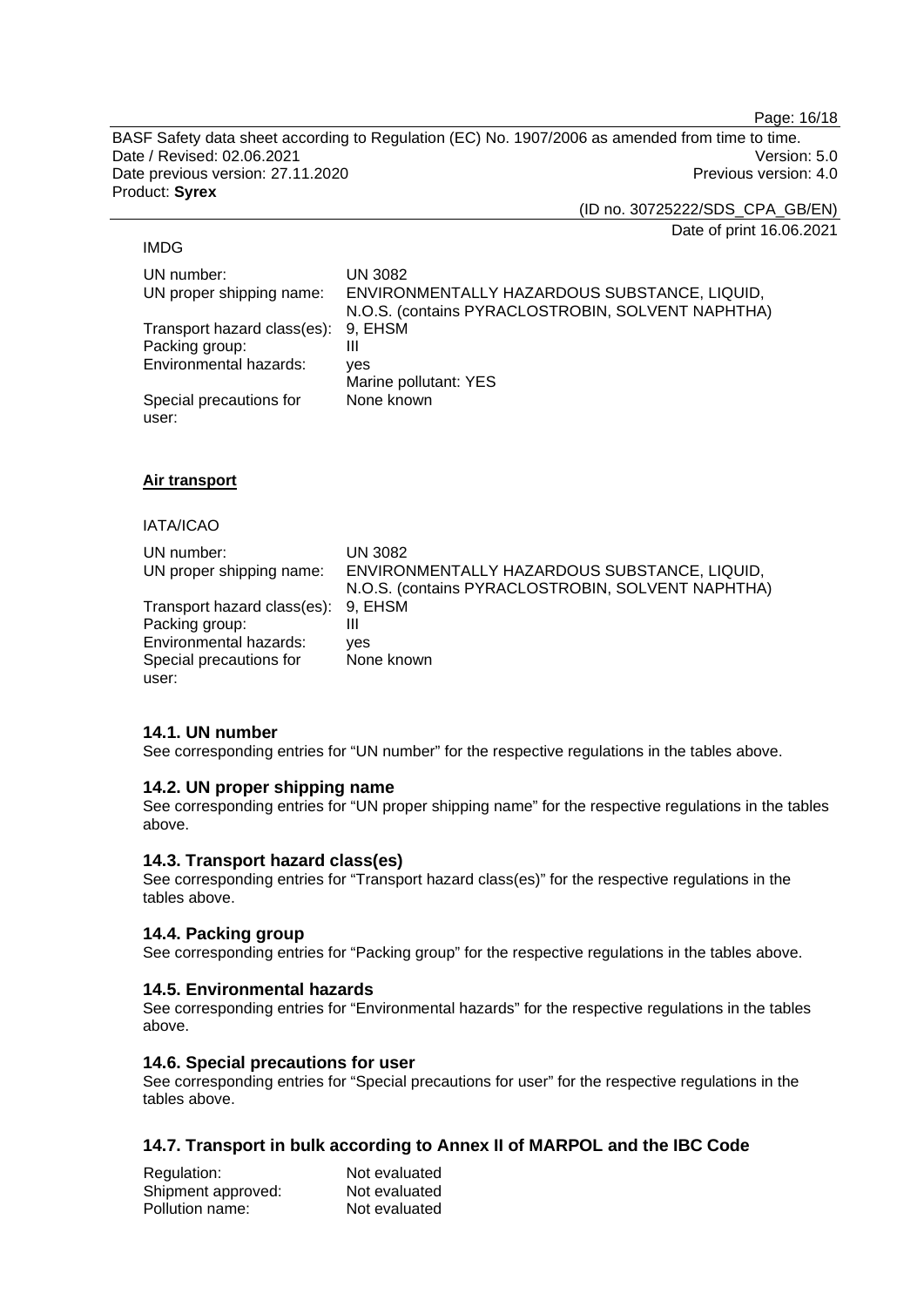IMDG

| UN number: | UN 3082 |
|---|---|
| UN proper shipping name: | ENVIRONMENTALLY HAZARDOUS SUBSTANCE, LIQUID, N.O.S. (contains PYRACLOSTROBIN, SOLVENT NAPHTHA) |
| Transport hazard class(es): | 9, EHSM |
| Packing group: | III |
| Environmental hazards: | yes<br>Marine pollutant: YES |
| Special precautions for user: | None known |

**Air transport**

IATA/ICAO

| UN number: | UN 3082 |
|---|---|
| UN proper shipping name: | ENVIRONMENTALLY HAZARDOUS SUBSTANCE, LIQUID, N.O.S. (contains PYRACLOSTROBIN, SOLVENT NAPHTHA) |
| Transport hazard class(es): | 9, EHSM |
| Packing group: | III |
| Environmental hazards: | yes |
| Special precautions for user: | None known |

### 14.1. UN number

See corresponding entries for "UN number" for the respective regulations in the tables above.

### 14.2. UN proper shipping name

See corresponding entries for "UN proper shipping name" for the respective regulations in the tables above.

### 14.3. Transport hazard class(es)

See corresponding entries for "Transport hazard class(es)" for the respective regulations in the tables above.

### 14.4. Packing group

See corresponding entries for "Packing group" for the respective regulations in the tables above.

### 14.5. Environmental hazards

See corresponding entries for "Environmental hazards" for the respective regulations in the tables above.

### 14.6. Special precautions for user

See corresponding entries for "Special precautions for user" for the respective regulations in the tables above.

### 14.7. Transport in bulk according to Annex II of MARPOL and the IBC Code

| Regulation: | Not evaluated |
|---|---|
| Shipment approved: | Not evaluated |
| Pollution name: | Not evaluated |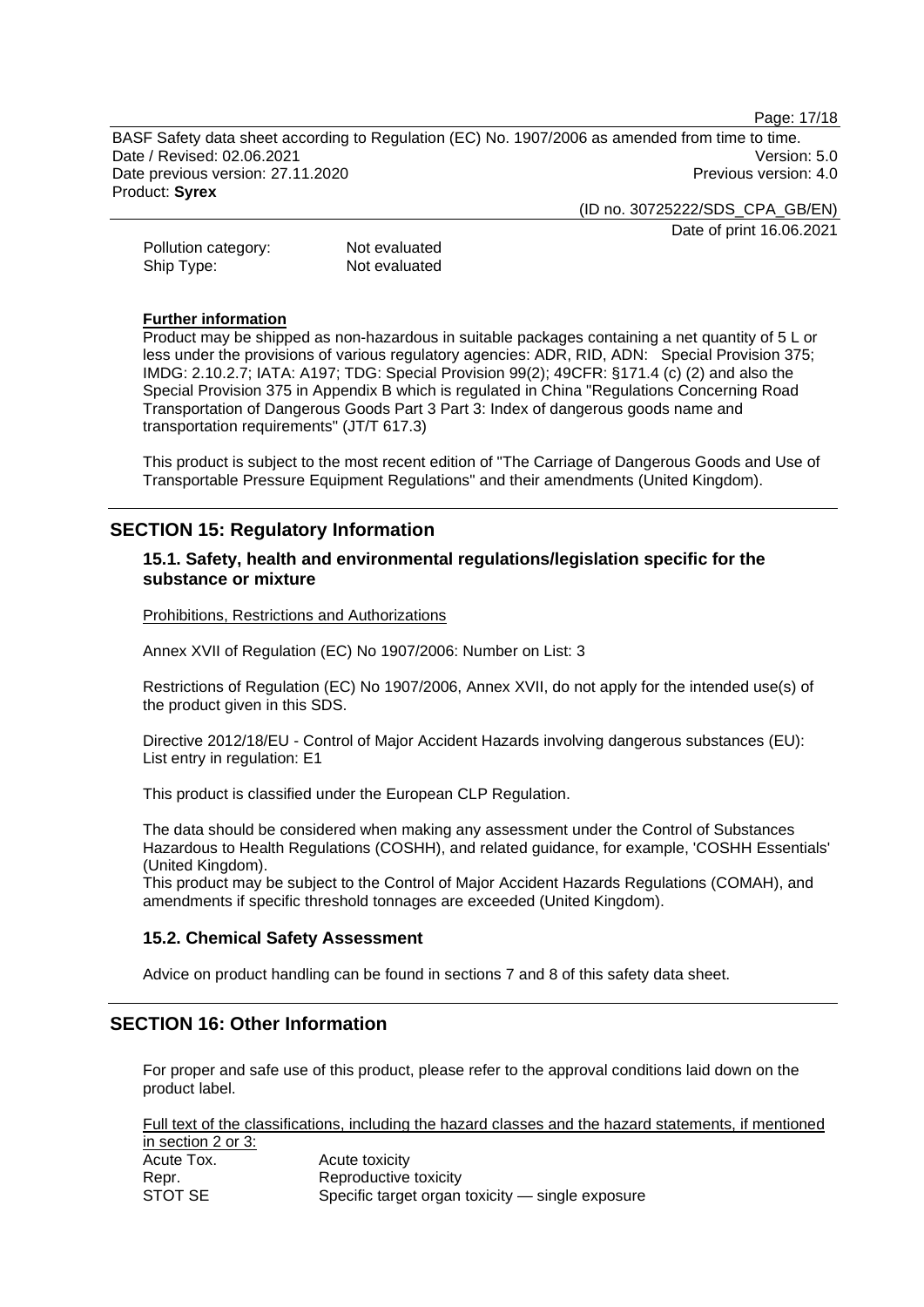| | |
|---|---|
| Pollution category: | Not evaluated |
| Ship Type: | Not evaluated |

**Further information**

Product may be shipped as non-hazardous in suitable packages containing a net quantity of 5 L or less under the provisions of various regulatory agencies: ADR, RID, ADN: Special Provision 375; IMDG: 2.10.2.7; IATA: A197; TDG: Special Provision 99(2); 49CFR: §171.4 (c) (2) and also the Special Provision 375 in Appendix B which is regulated in China "Regulations Concerning Road Transportation of Dangerous Goods Part 3 Part 3: Index of dangerous goods name and transportation requirements" (JT/T 617.3)

This product is subject to the most recent edition of "The Carriage of Dangerous Goods and Use of Transportable Pressure Equipment Regulations" and their amendments (United Kingdom).

## SECTION 15: Regulatory Information

### 15.1. Safety, health and environmental regulations/legislation specific for the substance or mixture

Prohibitions, Restrictions and Authorizations

Annex XVII of Regulation (EC) No 1907/2006: Number on List: 3

Restrictions of Regulation (EC) No 1907/2006, Annex XVII, do not apply for the intended use(s) of the product given in this SDS.

Directive 2012/18/EU - Control of Major Accident Hazards involving dangerous substances (EU): List entry in regulation: E1

This product is classified under the European CLP Regulation.

The data should be considered when making any assessment under the Control of Substances Hazardous to Health Regulations (COSHH), and related guidance, for example, 'COSHH Essentials' (United Kingdom).
This product may be subject to the Control of Major Accident Hazards Regulations (COMAH), and amendments if specific threshold tonnages are exceeded (United Kingdom).

### 15.2. Chemical Safety Assessment

Advice on product handling can be found in sections 7 and 8 of this safety data sheet.

## SECTION 16: Other Information

For proper and safe use of this product, please refer to the approval conditions laid down on the product label.

Full text of the classifications, including the hazard classes and the hazard statements, if mentioned in section 2 or 3:

| | |
|---|---|
| Acute Tox. | Acute toxicity |
| Repr. | Reproductive toxicity |
| STOT SE | Specific target organ toxicity — single exposure |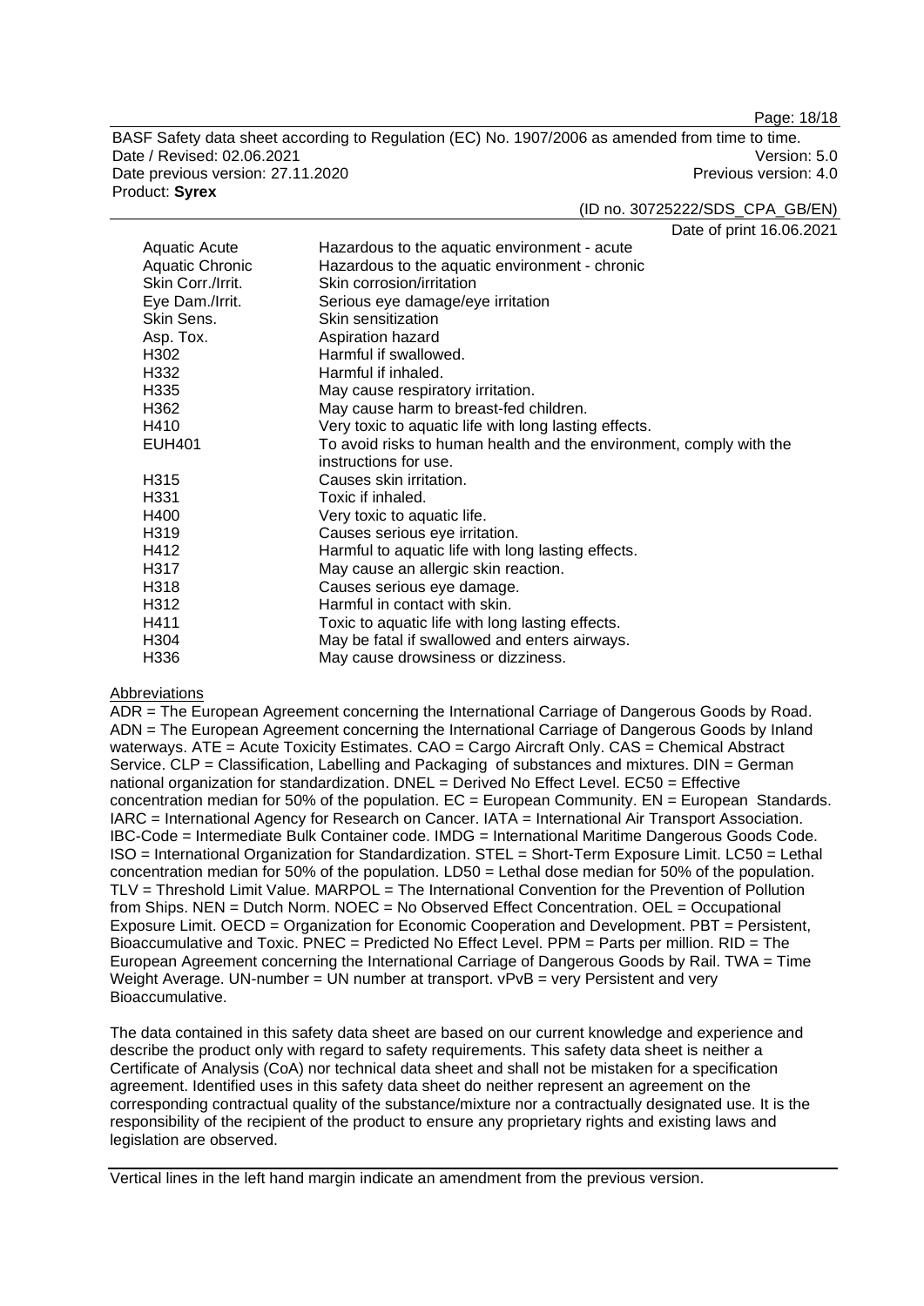| | |
|---|---|
| Aquatic Acute | Hazardous to the aquatic environment - acute |
| Aquatic Chronic | Hazardous to the aquatic environment - chronic |
| Skin Corr./Irrit. | Skin corrosion/irritation |
| Eye Dam./Irrit. | Serious eye damage/eye irritation |
| Skin Sens. | Skin sensitization |
| Asp. Tox. | Aspiration hazard |
| H302 | Harmful if swallowed. |
| H332 | Harmful if inhaled. |
| H335 | May cause respiratory irritation. |
| H362 | May cause harm to breast-fed children. |
| H410 | Very toxic to aquatic life with long lasting effects. |
| EUH401 | To avoid risks to human health and the environment, comply with the instructions for use. |
| H315 | Causes skin irritation. |
| H331 | Toxic if inhaled. |
| H400 | Very toxic to aquatic life. |
| H319 | Causes serious eye irritation. |
| H412 | Harmful to aquatic life with long lasting effects. |
| H317 | May cause an allergic skin reaction. |
| H318 | Causes serious eye damage. |
| H312 | Harmful in contact with skin. |
| H411 | Toxic to aquatic life with long lasting effects. |
| H304 | May be fatal if swallowed and enters airways. |
| H336 | May cause drowsiness or dizziness. |

Abbreviations

ADR = The European Agreement concerning the International Carriage of Dangerous Goods by Road. ADN = The European Agreement concerning the International Carriage of Dangerous Goods by Inland waterways. ATE = Acute Toxicity Estimates. CAO = Cargo Aircraft Only. CAS = Chemical Abstract Service. CLP = Classification, Labelling and Packaging of substances and mixtures. DIN = German national organization for standardization. DNEL = Derived No Effect Level. EC50 = Effective concentration median for 50% of the population. EC = European Community. EN = European Standards. IARC = International Agency for Research on Cancer. IATA = International Air Transport Association. IBC-Code = Intermediate Bulk Container code. IMDG = International Maritime Dangerous Goods Code. ISO = International Organization for Standardization. STEL = Short-Term Exposure Limit. LC50 = Lethal concentration median for 50% of the population. LD50 = Lethal dose median for 50% of the population. TLV = Threshold Limit Value. MARPOL = The International Convention for the Prevention of Pollution from Ships. NEN = Dutch Norm. NOEC = No Observed Effect Concentration. OEL = Occupational Exposure Limit. OECD = Organization for Economic Cooperation and Development. PBT = Persistent, Bioaccumulative and Toxic. PNEC = Predicted No Effect Level. PPM = Parts per million. RID = The European Agreement concerning the International Carriage of Dangerous Goods by Rail. TWA = Time Weight Average. UN-number = UN number at transport. vPvB = very Persistent and very Bioaccumulative.

The data contained in this safety data sheet are based on our current knowledge and experience and describe the product only with regard to safety requirements. This safety data sheet is neither a Certificate of Analysis (CoA) nor technical data sheet and shall not be mistaken for a specification agreement. Identified uses in this safety data sheet do neither represent an agreement on the corresponding contractual quality of the substance/mixture nor a contractually designated use. It is the responsibility of the recipient of the product to ensure any proprietary rights and existing laws and legislation are observed.

Vertical lines in the left hand margin indicate an amendment from the previous version.